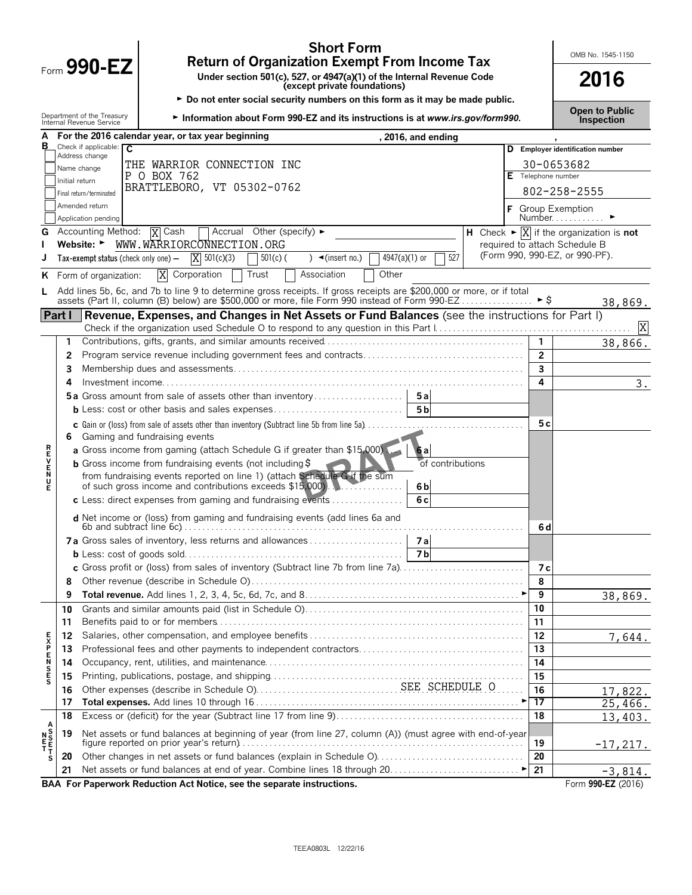# Form 990-EZ

**Short Form**
**Return of Organization Exempt From Income Tax**

**Under section 501(c), 527, or 4947(a)(1) of the Internal Revenue Code (except private foundations)**

► **Do not enter social security numbers on this form as it may be made public.**

► **Information about Form 990-EZ and its instructions is at *www.irs.gov/form990.***

Department of the Treasury
Internal Revenue Service

OMB No. 1545-1150

**2016**

**Open to Public Inspection**

**A** For the 2016 calendar year, or tax year beginning , 2016, and ending ,

**B** Check if applicable:
- [ ] Address change
- [ ] Name change
- [ ] Initial return
- [ ] Final return/terminated
- [ ] Amended return
- [ ] Application pending

**C**
THE WARRIOR CONNECTION INC
P O BOX 762
BRATTLEBORO, VT 05302-0762

**D** Employer identification number: 30-0653682

**E** Telephone number: 802-258-2555

**F** Group Exemption Number. ►

**G** Accounting Method: [X] Cash [ ] Accrual Other (specify) ►

**H** Check ► [X] if the organization is **not** required to attach Schedule B (Form 990, 990-EZ, or 990-PF).

**I** Website: ► WWW.WARRIORCONNECTION.ORG

**J** Tax-exempt status (check only one) — [X] 501(c)(3) [ ] 501(c) ( ) ◄(insert no.) [ ] 4947(a)(1) or [ ] 527

**K** Form of organization: [X] Corporation [ ] Trust [ ] Association [ ] Other

**L** Add lines 5b, 6c, and 7b to line 9 to determine gross receipts. If gross receipts are $200,000 or more, or if total assets (Part II, column (B) below) are $500,000 or more, file Form 990 instead of Form 990-EZ ► $ 38,869.

## Part I Revenue, Expenses, and Changes in Net Assets or Fund Balances (see the instructions for Part I)

Check if the organization used Schedule O to respond to any question in this Part I [X]

| | Line | Description | | | Line | Amount |
|---|---|---|---|---|---|---|
| REVENUE | 1 | Contributions, gifts, grants, and similar amounts received | | | 1 | 38,866. |
| | 2 | Program service revenue including government fees and contracts | | | 2 | |
| | 3 | Membership dues and assessments | | | 3 | |
| | 4 | Investment income | | | 4 | 3. |
| | 5a | Gross amount from sale of assets other than inventory | 5a | | | |
| | b | Less: cost or other basis and sales expenses | 5b | | | |
| | c | Gain or (loss) from sale of assets other than inventory (Subtract line 5b from line 5a) | | | 5c | |
| | 6 | Gaming and fundraising events | | | | |
| | a | Gross income from gaming (attach Schedule G if greater than $15,000) | 6a | | | |
| | b | Gross income from fundraising events (not including $ of contributions from fundraising events reported on line 1) (attach Schedule G if the sum of such gross income and contributions exceeds $15,000) | 6b | | | |
| | c | Less: direct expenses from gaming and fundraising events | 6c | | | |
| | d | Net income or (loss) from gaming and fundraising events (add lines 6a and 6b and subtract line 6c) | | | 6d | |
| | 7a | Gross sales of inventory, less returns and allowances | 7a | | | |
| | b | Less: cost of goods sold | 7b | | | |
| | c | Gross profit or (loss) from sales of inventory (Subtract line 7b from line 7a) | | | 7c | |
| | 8 | Other revenue (describe in Schedule O) | | | 8 | |
| | 9 | **Total revenue.** Add lines 1, 2, 3, 4, 5c, 6d, 7c, and 8 ► | | | 9 | 38,869. |
| EXPENSES | 10 | Grants and similar amounts paid (list in Schedule O) | | | 10 | |
| | 11 | Benefits paid to or for members | | | 11 | |
| | 12 | Salaries, other compensation, and employee benefits | | | 12 | 7,644. |
| | 13 | Professional fees and other payments to independent contractors | | | 13 | |
| | 14 | Occupancy, rent, utilities, and maintenance | | | 14 | |
| | 15 | Printing, publications, postage, and shipping | | | 15 | |
| | 16 | Other expenses (describe in Schedule O) SEE SCHEDULE O | | | 16 | 17,822. |
| | 17 | **Total expenses.** Add lines 10 through 16 ► | | | 17 | 25,466. |
| NET ASSETS | 18 | Excess or (deficit) for the year (Subtract line 17 from line 9) | | | 18 | 13,403. |
| | 19 | Net assets or fund balances at beginning of year (from line 27, column (A)) (must agree with end-of-year figure reported on prior year's return) | | | 19 | -17,217. |
| | 20 | Other changes in net assets or fund balances (explain in Schedule O) | | | 20 | |
| | 21 | Net assets or fund balances at end of year. Combine lines 18 through 20 ► | | | 21 | -3,814. |

DRAFT

**BAA For Paperwork Reduction Act Notice, see the separate instructions.** Form **990-EZ** (2016)

TEEA0803L 12/22/16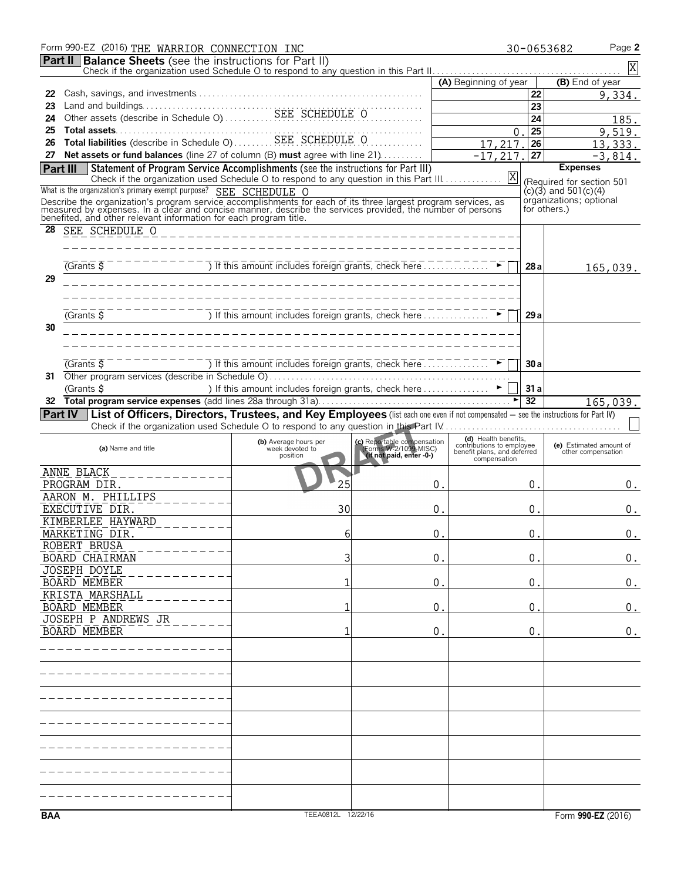Form 990-EZ (2016) THE WARRIOR CONNECTION INC 30-0653682 Page **2**

**Part II** **Balance Sheets** (see the instructions for Part II)
Check if the organization used Schedule O to respond to any question in this Part II . . . . . . . . . . [X]

| | | (A) Beginning of year | | (B) End of year |
|---|---|---|---|---|
| 22 | Cash, savings, and investments | | 22 | 9,334. |
| 23 | Land and buildings | | 23 | |
| 24 | Other assets (describe in Schedule O) SEE SCHEDULE O | | 24 | 185. |
| 25 | **Total assets** | 0. | 25 | 9,519. |
| 26 | **Total liabilities** (describe in Schedule O) SEE SCHEDULE O | 17,217. | 26 | 13,333. |
| 27 | **Net assets or fund balances** (line 27 of column (B) **must** agree with line 21) | -17,217. | 27 | -3,814. |

**Part III** **Statement of Program Service Accomplishments** (see the instructions for Part III)
Check if the organization used Schedule O to respond to any question in this Part III . . . . . . . . . . [X]

**Expenses** (Required for section 501 (c)(3) and 501(c)(4) organizations; optional for others.)

What is the organization's primary exempt purpose? SEE SCHEDULE O

Describe the organization's program service accomplishments for each of its three largest program services, as measured by expenses. In a clear and concise manner, describe the services provided, the number of persons benefited, and other relevant information for each program title.

| | | | |
|---|---|---|---|
| 28 | SEE SCHEDULE O | | |
| | (Grants $ ) If this amount includes foreign grants, check here . . . ► [ ] | 28a | 165,039. |
| 29 | | | |
| | (Grants $ ) If this amount includes foreign grants, check here . . . ► [ ] | 29a | |
| 30 | | | |
| | (Grants $ ) If this amount includes foreign grants, check here . . . ► [ ] | 30a | |
| 31 | Other program services (describe in Schedule O) | | |
| | (Grants $ ) If this amount includes foreign grants, check here . . . ► [ ] | 31a | |
| 32 | **Total program service expenses** (add lines 28a through 31a) ► | 32 | 165,039. |

**Part IV** **List of Officers, Directors, Trustees, and Key Employees** (list each one even if not compensated — see the instructions for Part IV)
Check if the organization used Schedule O to respond to any question in this Part IV . . . . . . . . . . [ ]

| (a) Name and title | (b) Average hours per week devoted to position | (c) Reportable compensation (Forms W-2/1099-MISC) (if not paid, enter -0-) | (d) Health benefits, contributions to employee benefit plans, and deferred compensation | (e) Estimated amount of other compensation |
|---|---|---|---|---|
| ANNE BLACK<br>PROGRAM DIR. | 25 | 0. | 0. | 0. |
| AARON M. PHILLIPS<br>EXECUTIVE DIR. | 30 | 0. | 0. | 0. |
| KIMBERLEE HAYWARD<br>MARKETING DIR. | 6 | 0. | 0. | 0. |
| ROBERT BRUSA<br>BOARD CHAIRMAN | 3 | 0. | 0. | 0. |
| JOSEPH DOYLE<br>BOARD MEMBER | 1 | 0. | 0. | 0. |
| KRISTA MARSHALL<br>BOARD MEMBER | 1 | 0. | 0. | 0. |
| JOSEPH P ANDREWS JR<br>BOARD MEMBER | 1 | 0. | 0. | 0. |

DRAFT

BAA TEEA0812L 12/22/16 Form **990-EZ** (2016)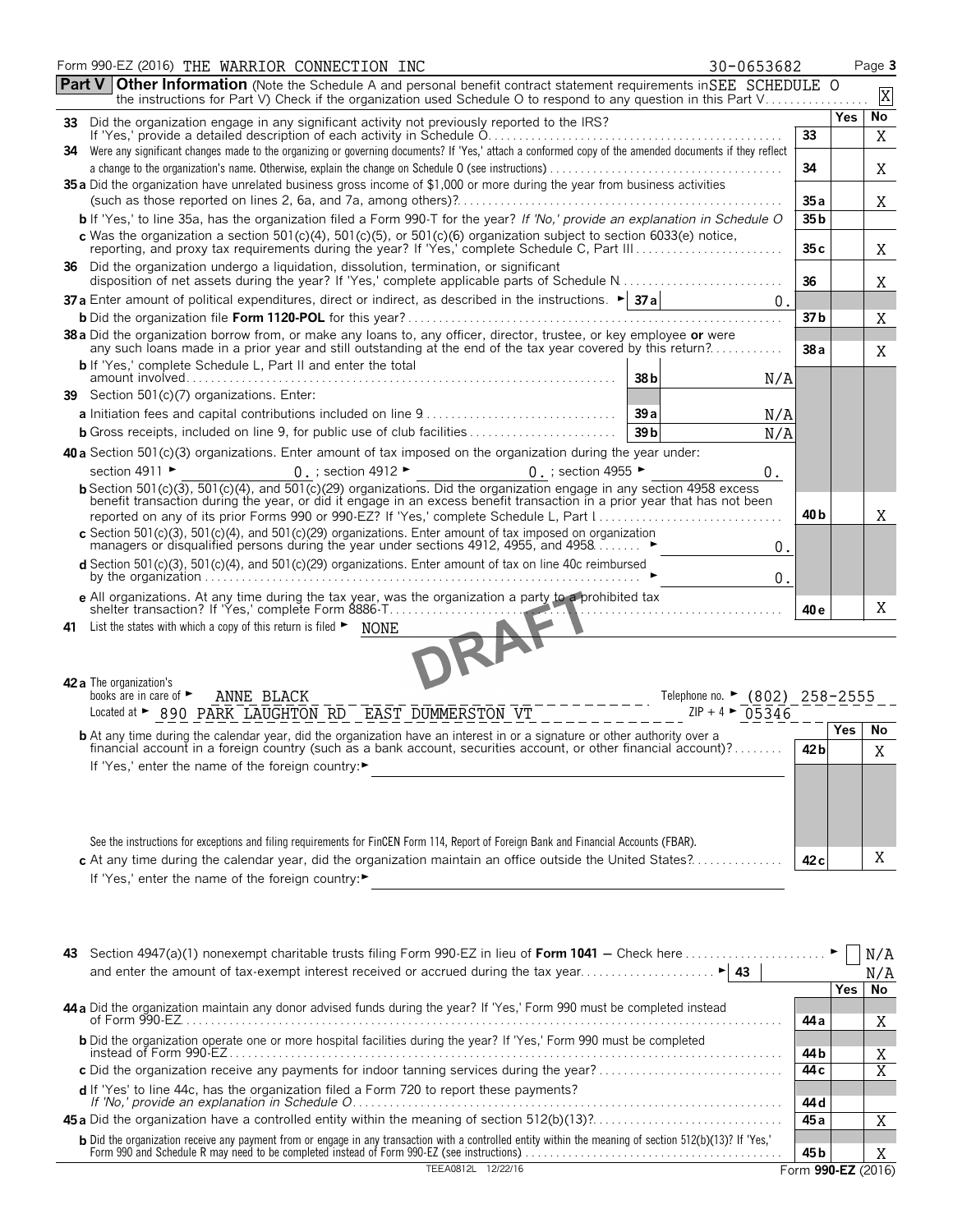Form 990-EZ (2016) THE WARRIOR CONNECTION INC 30-0653682 Page **3**

## Part V Other Information

(Note the Schedule A and personal benefit contract statement requirements in the instructions for Part V) Check if the organization used Schedule O to respond to any question in this Part V. SEE SCHEDULE O [X]

| | | | Yes | No |
|---|---|---|---|---|
| **33** | Did the organization engage in any significant activity not previously reported to the IRS? If 'Yes,' provide a detailed description of each activity in Schedule O | 33 | | X |
| **34** | Were any significant changes made to the organizing or governing documents? If 'Yes,' attach a conformed copy of the amended documents if they reflect a change to the organization's name. Otherwise, explain the change on Schedule O (see instructions) | 34 | | X |
| **35 a** | Did the organization have unrelated business gross income of $1,000 or more during the year from business activities (such as those reported on lines 2, 6a, and 7a, among others)? | 35 a | | X |
| **b** | If 'Yes,' to line 35a, has the organization filed a Form 990-T for the year? *If 'No,' provide an explanation in Schedule O* | 35 b | | |
| **c** | Was the organization a section 501(c)(4), 501(c)(5), or 501(c)(6) organization subject to section 6033(e) notice, reporting, and proxy tax requirements during the year? If 'Yes,' complete Schedule C, Part III | 35 c | | X |
| **36** | Did the organization undergo a liquidation, dissolution, termination, or significant disposition of net assets during the year? If 'Yes,' complete applicable parts of Schedule N | 36 | | X |
| **37 a** | Enter amount of political expenditures, direct or indirect, as described in the instructions. ► 37 a: 0. | | | |
| **b** | Did the organization file **Form 1120-POL** for this year? | 37 b | | X |
| **38 a** | Did the organization borrow from, or make any loans to, any officer, director, trustee, or key employee **or** were any such loans made in a prior year and still outstanding at the end of the tax year covered by this return? | 38 a | | X |
| **b** | If 'Yes,' complete Schedule L, Part II and enter the total amount involved — 38 b: N/A | | | |
| **39** | Section 501(c)(7) organizations. Enter: | | | |
| **a** | Initiation fees and capital contributions included on line 9 — 39 a: N/A | | | |
| **b** | Gross receipts, included on line 9, for public use of club facilities — 39 b: N/A | | | |
| **40 a** | Section 501(c)(3) organizations. Enter amount of tax imposed on the organization during the year under: section 4911 ► 0. ; section 4912 ► 0. ; section 4955 ► 0. | | | |
| **b** | Section 501(c)(3), 501(c)(4), and 501(c)(29) organizations. Did the organization engage in any section 4958 excess benefit transaction during the year, or did it engage in an excess benefit transaction in a prior year that has not been reported on any of its prior Forms 990 or 990-EZ? If 'Yes,' complete Schedule L, Part I | 40 b | | X |
| **c** | Section 501(c)(3), 501(c)(4), and 501(c)(29) organizations. Enter amount of tax imposed on organization managers or disqualified persons during the year under sections 4912, 4955, and 4958 ► 0. | | | |
| **d** | Section 501(c)(3), 501(c)(4), and 501(c)(29) organizations. Enter amount of tax on line 40c reimbursed by the organization ► 0. | | | |
| **e** | All organizations. At any time during the tax year, was the organization a party to a prohibited tax shelter transaction? If 'Yes,' complete Form 8886-T | 40 e | | X |

**41** List the states with which a copy of this return is filed ► NONE

DRAFT

**42 a** The organization's books are in care of ► ANNE BLACK Telephone no. ► (802) 258-2555
Located at ► 890 PARK LAUGHTON RD EAST DUMMERSTON VT ZIP + 4 ► 05346

| | | | Yes | No |
|---|---|---|---|---|
| **b** | At any time during the calendar year, did the organization have an interest in or a signature or other authority over a financial account in a foreign country (such as a bank account, securities account, or other financial account)? If 'Yes,' enter the name of the foreign country: ► See the instructions for exceptions and filing requirements for FinCEN Form 114, Report of Foreign Bank and Financial Accounts (FBAR). | 42 b | | X |
| **c** | At any time during the calendar year, did the organization maintain an office outside the United States? If 'Yes,' enter the name of the foreign country: ► | 42 c | | X |

**43** Section 4947(a)(1) nonexempt charitable trusts filing Form 990-EZ in lieu of **Form 1041** — Check here ► [ ] N/A
and enter the amount of tax-exempt interest received or accrued during the tax year ► 43 N/A

| | | | Yes | No |
|---|---|---|---|---|
| **44 a** | Did the organization maintain any donor advised funds during the year? If 'Yes,' Form 990 must be completed instead of Form 990-EZ | 44 a | | X |
| **b** | Did the organization operate one or more hospital facilities during the year? If 'Yes,' Form 990 must be completed instead of Form 990-EZ | 44 b | | X |
| **c** | Did the organization receive any payments for indoor tanning services during the year? | 44 c | | X |
| **d** | If 'Yes' to line 44c, has the organization filed a Form 720 to report these payments? *If 'No,' provide an explanation in Schedule O* | 44 d | | |
| **45 a** | Did the organization have a controlled entity within the meaning of section 512(b)(13)? | 45 a | | X |
| **b** | Did the organization receive any payment from or engage in any transaction with a controlled entity within the meaning of section 512(b)(13)? If 'Yes,' Form 990 and Schedule R may need to be completed instead of Form 990-EZ (see instructions) | 45 b | | X |

TEEA0812L 12/22/16 Form **990-EZ** (2016)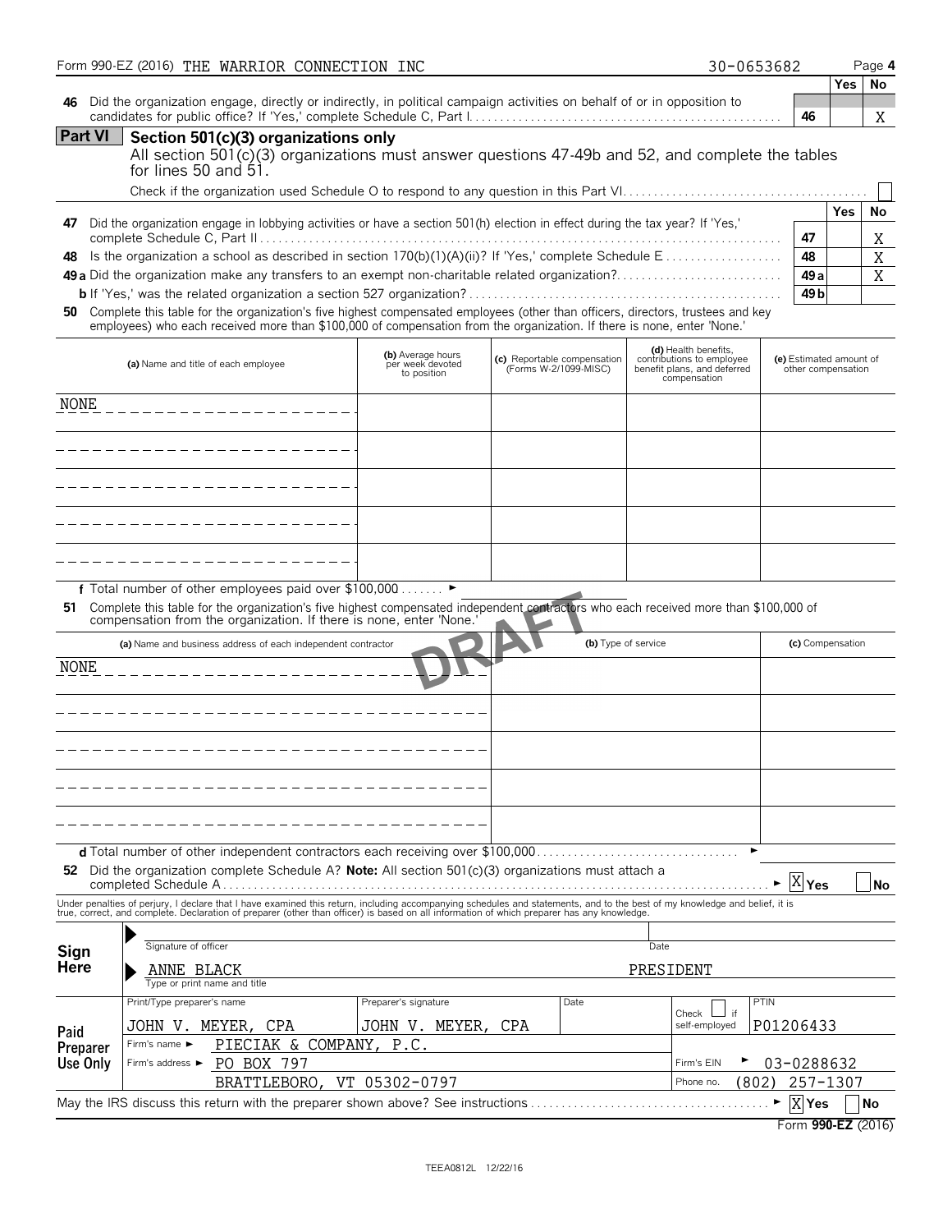Form 990-EZ (2016) THE WARRIOR CONNECTION INC 30-0653682 Page 4

| | | | Yes | No |
|---|---|---|---|---|
| **46** | Did the organization engage, directly or indirectly, in political campaign activities on behalf of or in opposition to candidates for public office? If 'Yes,' complete Schedule C, Part I | 46 | | X |

## Part VI Section 501(c)(3) organizations only

All section 501(c)(3) organizations must answer questions 47-49b and 52, and complete the tables for lines 50 and 51.

Check if the organization used Schedule O to respond to any question in this Part VI ☐

| | | | Yes | No |
|---|---|---|---|---|
| **47** | Did the organization engage in lobbying activities or have a section 501(h) election in effect during the tax year? If 'Yes,' complete Schedule C, Part II | 47 | | X |
| **48** | Is the organization a school as described in section 170(b)(1)(A)(ii)? If 'Yes,' complete Schedule E | 48 | | X |
| **49 a** | Did the organization make any transfers to an exempt non-charitable related organization? | 49 a | | X |
| **b** | If 'Yes,' was the related organization a section 527 organization? | 49 b | | |

**50** Complete this table for the organization's five highest compensated employees (other than officers, directors, trustees and key employees) who each received more than $100,000 of compensation from the organization. If there is none, enter 'None.'

| (a) Name and title of each employee | (b) Average hours per week devoted to position | (c) Reportable compensation (Forms W-2/1099-MISC) | (d) Health benefits, contributions to employee benefit plans, and deferred compensation | (e) Estimated amount of other compensation |
|---|---|---|---|---|
| NONE | | | | |
| | | | | |
| | | | | |
| | | | | |
| | | | | |

**f** Total number of other employees paid over $100,000 ►

**51** Complete this table for the organization's five highest compensated independent contractors who each received more than $100,000 of compensation from the organization. If there is none, enter 'None.'

| (a) Name and business address of each independent contractor | (b) Type of service | (c) Compensation |
|---|---|---|
| NONE | | |
| | | |
| | | |
| | | |
| | | |

**d** Total number of other independent contractors each receiving over $100,000 ►

**52** Did the organization complete Schedule A? **Note:** All section 501(c)(3) organizations must attach a completed Schedule A ► ☒ Yes ☐ No

Under penalties of perjury, I declare that I have examined this return, including accompanying schedules and statements, and to the best of my knowledge and belief, it is true, correct, and complete. Declaration of preparer (other than officer) is based on all information of which preparer has any knowledge.

**Sign Here**

Signature of officer | Date

ANNE BLACK PRESIDENT
Type or print name and title

**Paid Preparer Use Only**

| Print/Type preparer's name | Preparer's signature | Date | Check ☐ if self-employed | PTIN |
|---|---|---|---|---|
| JOHN V. MEYER, CPA | JOHN V. MEYER, CPA | | | P01206433 |

Firm's name ► PIECIAK & COMPANY, P.C.
Firm's address ► PO BOX 797 BRATTLEBORO, VT 05302-0797
Firm's EIN ► 03-0288632
Phone no. (802) 257-1307

May the IRS discuss this return with the preparer shown above? See instructions ► ☒ Yes ☐ No

Form **990-EZ** (2016)

DRAFT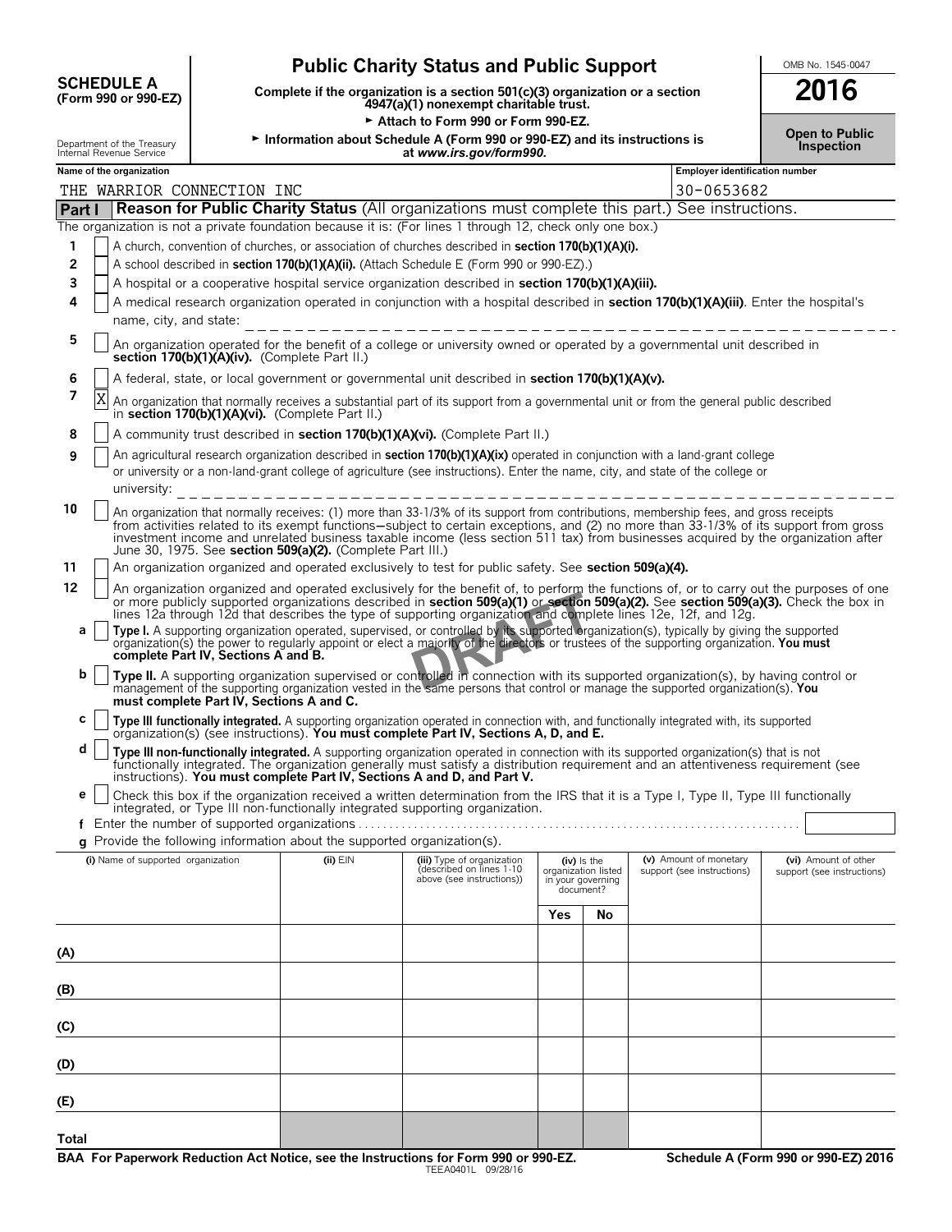# SCHEDULE A (Form 990 or 990-EZ)

Department of the Treasury
Internal Revenue Service

## Public Charity Status and Public Support

**Complete if the organization is a section 501(c)(3) organization or a section 4947(a)(1) nonexempt charitable trust.**

► **Attach to Form 990 or Form 990-EZ.**

► **Information about Schedule A (Form 990 or 990-EZ) and its instructions is at *www.irs.gov/form990*.**

OMB No. 1545-0047

**2016**

**Open to Public Inspection**

**Name of the organization:** THE WARRIOR CONNECTION INC

**Employer identification number:** 30-0653682

### Part I — Reason for Public Charity Status (All organizations must complete this part.) See instructions.

The organization is not a private foundation because it is: (For lines 1 through 12, check only one box.)

1. [ ] A church, convention of churches, or association of churches described in **section 170(b)(1)(A)(i).**
2. [ ] A school described in **section 170(b)(1)(A)(ii).** (Attach Schedule E (Form 990 or 990-EZ).)
3. [ ] A hospital or a cooperative hospital service organization described in **section 170(b)(1)(A)(iii).**
4. [ ] A medical research organization operated in conjunction with a hospital described in **section 170(b)(1)(A)(iii)**. Enter the hospital's name, city, and state:
5. [ ] An organization operated for the benefit of a college or university owned or operated by a governmental unit described in **section 170(b)(1)(A)(iv).** (Complete Part II.)
6. [ ] A federal, state, or local government or governmental unit described in **section 170(b)(1)(A)(v).**
7. [X] An organization that normally receives a substantial part of its support from a governmental unit or from the general public described in **section 170(b)(1)(A)(vi).** (Complete Part II.)
8. [ ] A community trust described in **section 170(b)(1)(A)(vi).** (Complete Part II.)
9. [ ] An agricultural research organization described in **section 170(b)(1)(A)(ix)** operated in conjunction with a land-grant college or university or a non-land-grant college of agriculture (see instructions). Enter the name, city, and state of the college or university:
10. [ ] An organization that normally receives: (1) more than 33-1/3% of its support from contributions, membership fees, and gross receipts from activities related to its exempt functions—subject to certain exceptions, and (2) no more than 33-1/3% of its support from gross investment income and unrelated business taxable income (less section 511 tax) from businesses acquired by the organization after June 30, 1975. See **section 509(a)(2).** (Complete Part III.)
11. [ ] An organization organized and operated exclusively to test for public safety. See **section 509(a)(4).**
12. [ ] An organization organized and operated exclusively for the benefit of, to perform the functions of, or to carry out the purposes of one or more publicly supported organizations described in **section 509(a)(1)** or **section 509(a)(2).** See **section 509(a)(3).** Check the box in lines 12a through 12d that describes the type of supporting organization and complete lines 12e, 12f, and 12g.
   - **a** [ ] **Type I.** A supporting organization operated, supervised, or controlled by its supported organization(s), typically by giving the supported organization(s) the power to regularly appoint or elect a majority of the directors or trustees of the supporting organization. **You must complete Part IV, Sections A and B.**
   - **b** [ ] **Type II.** A supporting organization supervised or controlled in connection with its supported organization(s), by having control or management of the supporting organization vested in the same persons that control or manage the supported organization(s). **You must complete Part IV, Sections A and C.**
   - **c** [ ] **Type III functionally integrated.** A supporting organization operated in connection with, and functionally integrated with, its supported organization(s) (see instructions). **You must complete Part IV, Sections A, D, and E.**
   - **d** [ ] **Type III non-functionally integrated.** A supporting organization operated in connection with its supported organization(s) that is not functionally integrated. The organization generally must satisfy a distribution requirement and an attentiveness requirement (see instructions). **You must complete Part IV, Sections A and D, and Part V.**
   - **e** [ ] Check this box if the organization received a written determination from the IRS that it is a Type I, Type II, Type III functionally integrated, or Type III non-functionally integrated supporting organization.
   - **f** Enter the number of supported organizations
   - **g** Provide the following information about the supported organization(s).

| (i) Name of supported organization | (ii) EIN | (iii) Type of organization (described on lines 1-10 above (see instructions)) | (iv) Is the organization listed in your governing document? | | (v) Amount of monetary support (see instructions) | (vi) Amount of other support (see instructions) |
|---|---|---|---|---|---|---|
| | | | Yes | No | | |
| (A) | | | | | | |
| (B) | | | | | | |
| (C) | | | | | | |
| (D) | | | | | | |
| (E) | | | | | | |
| Total | | | | | | |

**BAA For Paperwork Reduction Act Notice, see the Instructions for Form 990 or 990-EZ.** TEEA0401L 09/28/16 **Schedule A (Form 990 or 990-EZ) 2016**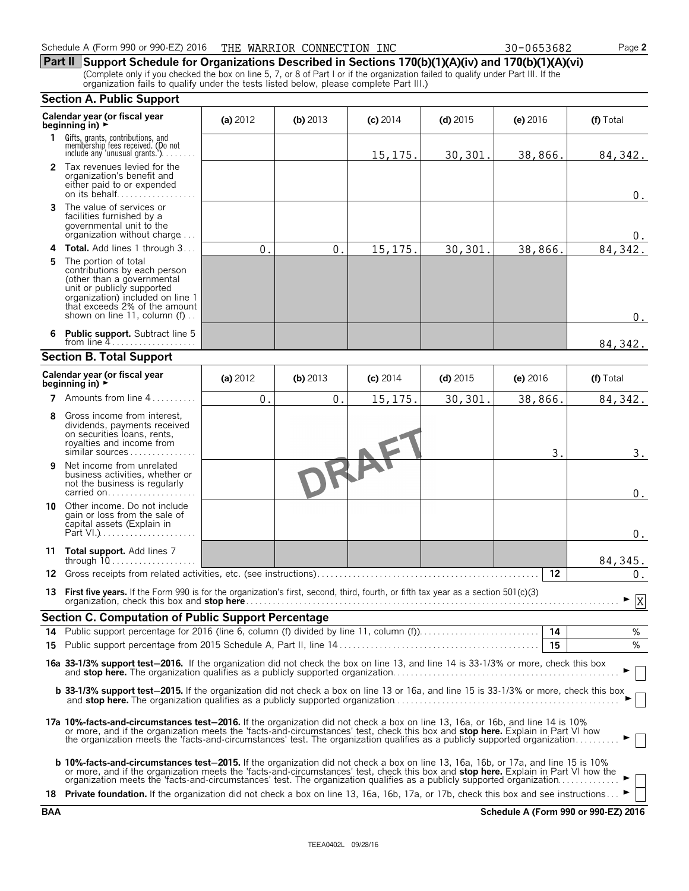Schedule A (Form 990 or 990-EZ) 2016 THE WARRIOR CONNECTION INC 30-0653682

## Part II Support Schedule for Organizations Described in Sections 170(b)(1)(A)(iv) and 170(b)(1)(A)(vi)

(Complete only if you checked the box on line 5, 7, or 8 of Part I or if the organization failed to qualify under Part III. If the organization fails to qualify under the tests listed below, please complete Part III.)

### Section A. Public Support

| Calendar year (or fiscal year beginning in) ► | (a) 2012 | (b) 2013 | (c) 2014 | (d) 2015 | (e) 2016 | (f) Total |
|---|---|---|---|---|---|---|
| **1** Gifts, grants, contributions, and membership fees received. (Do not include any 'unusual grants.') | | | 15,175. | 30,301. | 38,866. | 84,342. |
| **2** Tax revenues levied for the organization's benefit and either paid to or expended on its behalf | | | | | | 0. |
| **3** The value of services or facilities furnished by a governmental unit to the organization without charge | | | | | | 0. |
| **4 Total.** Add lines 1 through 3 | 0. | 0. | 15,175. | 30,301. | 38,866. | 84,342. |
| **5** The portion of total contributions by each person (other than a governmental unit or publicly supported organization) included on line 1 that exceeds 2% of the amount shown on line 11, column (f) | | | | | | 0. |
| **6 Public support.** Subtract line 5 from line 4 | | | | | | 84,342. |

### Section B. Total Support

| Calendar year (or fiscal year beginning in) ► | (a) 2012 | (b) 2013 | (c) 2014 | (d) 2015 | (e) 2016 | (f) Total |
|---|---|---|---|---|---|---|
| **7** Amounts from line 4 | 0. | 0. | 15,175. | 30,301. | 38,866. | 84,342. |
| **8** Gross income from interest, dividends, payments received on securities loans, rents, royalties and income from similar sources | | | | | 3. | 3. |
| **9** Net income from unrelated business activities, whether or not the business is regularly carried on | | | | | | 0. |
| **10** Other income. Do not include gain or loss from the sale of capital assets (Explain in Part VI.) | | | | | | 0. |
| **11 Total support.** Add lines 7 through 10 | | | | | | 84,345. |

**12** Gross receipts from related activities, etc. (see instructions) — **12** — 0.

**13 First five years.** If the Form 990 is for the organization's first, second, third, fourth, or fifth tax year as a section 501(c)(3) organization, check this box and **stop here** ► [X]

### Section C. Computation of Public Support Percentage

**14** Public support percentage for 2016 (line 6, column (f) divided by line 11, column (f)) — **14** — %

**15** Public support percentage from 2015 Schedule A, Part II, line 14 — **15** — %

**16a 33-1/3% support test—2016.** If the organization did not check the box on line 13, and line 14 is 33-1/3% or more, check this box and **stop here.** The organization qualifies as a publicly supported organization ► [ ]

**b 33-1/3% support test—2015.** If the organization did not check a box on line 13 or 16a, and line 15 is 33-1/3% or more, check this box and **stop here.** The organization qualifies as a publicly supported organization ► [ ]

**17a 10%-facts-and-circumstances test—2016.** If the organization did not check a box on line 13, 16a, or 16b, and line 14 is 10% or more, and if the organization meets the 'facts-and-circumstances' test, check this box and **stop here.** Explain in Part VI how the organization meets the 'facts-and-circumstances' test. The organization qualifies as a publicly supported organization ► [ ]

**b 10%-facts-and-circumstances test—2015.** If the organization did not check a box on line 13, 16a, 16b, or 17a, and line 15 is 10% or more, and if the organization meets the 'facts-and-circumstances' test, check this box and **stop here.** Explain in Part VI how the organization meets the 'facts-and-circumstances' test. The organization qualifies as a publicly supported organization ► [ ]

**18 Private foundation.** If the organization did not check a box on line 13, 16a, 16b, 17a, or 17b, check this box and see instructions ► [ ]

BAA — Schedule A (Form 990 or 990-EZ) 2016

TEEA0402L 09/28/16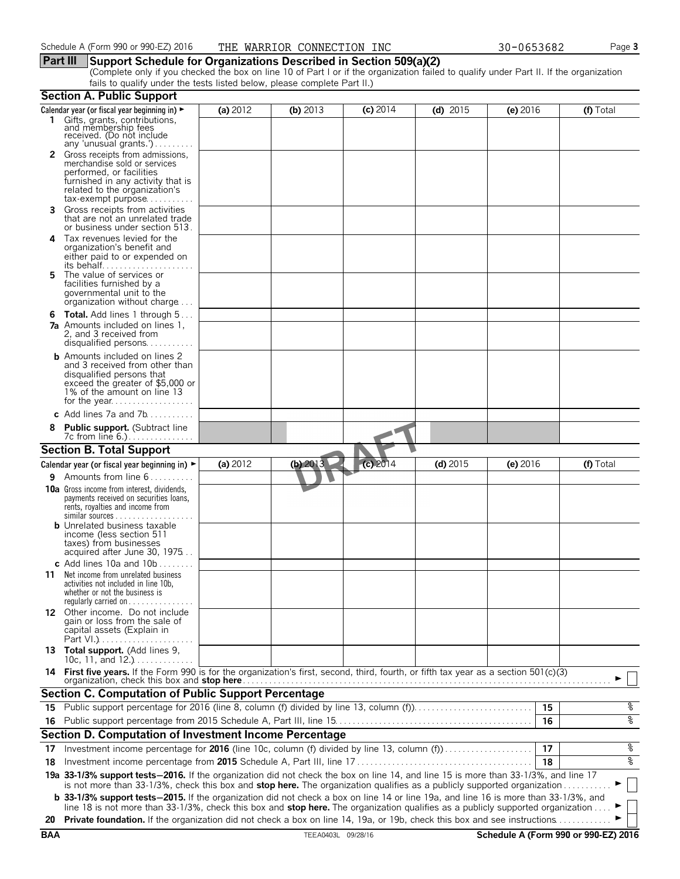Schedule A (Form 990 or 990-EZ) 2016 THE WARRIOR CONNECTION INC 30-0653682

## Part III Support Schedule for Organizations Described in Section 509(a)(2)

(Complete only if you checked the box on line 10 of Part I or if the organization failed to qualify under Part II. If the organization fails to qualify under the tests listed below, please complete Part II.)

### Section A. Public Support

| Calendar year (or fiscal year beginning in) ► | (a) 2012 | (b) 2013 | (c) 2014 | (d) 2015 | (e) 2016 | (f) Total |
|---|---|---|---|---|---|---|
| 1 Gifts, grants, contributions, and membership fees received. (Do not include any 'unusual grants.') | | | | | | |
| 2 Gross receipts from admissions, merchandise sold or services performed, or facilities furnished in any activity that is related to the organization's tax-exempt purpose | | | | | | |
| 3 Gross receipts from activities that are not an unrelated trade or business under section 513 | | | | | | |
| 4 Tax revenues levied for the organization's benefit and either paid to or expended on its behalf | | | | | | |
| 5 The value of services or facilities furnished by a governmental unit to the organization without charge | | | | | | |
| 6 Total. Add lines 1 through 5 | | | | | | |
| 7a Amounts included on lines 1, 2, and 3 received from disqualified persons | | | | | | |
| b Amounts included on lines 2 and 3 received from other than disqualified persons that exceed the greater of $5,000 or 1% of the amount on line 13 for the year | | | | | | |
| c Add lines 7a and 7b | | | | | | |
| 8 Public support. (Subtract line 7c from line 6.) | | | | | | |

### Section B. Total Support

| Calendar year (or fiscal year beginning in) ► | (a) 2012 | (b) 2013 | (c) 2014 | (d) 2015 | (e) 2016 | (f) Total |
|---|---|---|---|---|---|---|
| 9 Amounts from line 6 | | | | | | |
| 10a Gross income from interest, dividends, payments received on securities loans, rents, royalties and income from similar sources | | | | | | |
| b Unrelated business taxable income (less section 511 taxes) from businesses acquired after June 30, 1975 | | | | | | |
| c Add lines 10a and 10b | | | | | | |
| 11 Net income from unrelated business activities not included in line 10b, whether or not the business is regularly carried on | | | | | | |
| 12 Other income. Do not include gain or loss from the sale of capital assets (Explain in Part VI.) | | | | | | |
| 13 Total support. (Add lines 9, 10c, 11, and 12.) | | | | | | |

14 **First five years.** If the Form 990 is for the organization's first, second, third, fourth, or fifth tax year as a section 501(c)(3) organization, check this box and **stop here** ► ☐

### Section C. Computation of Public Support Percentage

| | | | |
|---|---|---|---|
| 15 | Public support percentage for 2016 (line 8, column (f) divided by line 13, column (f)) | 15 | % |
| 16 | Public support percentage from 2015 Schedule A, Part III, line 15 | 16 | % |

### Section D. Computation of Investment Income Percentage

| | | | |
|---|---|---|---|
| 17 | Investment income percentage for **2016** (line 10c, column (f) divided by line 13, column (f)) | 17 | % |
| 18 | Investment income percentage from **2015** Schedule A, Part III, line 17 | 18 | % |

19a **33-1/3% support tests—2016.** If the organization did not check the box on line 14, and line 15 is more than 33-1/3%, and line 17 is not more than 33-1/3%, check this box and **stop here.** The organization qualifies as a publicly supported organization ► ☐

b **33-1/3% support tests—2015.** If the organization did not check a box on line 14 or line 19a, and line 16 is more than 33-1/3%, and line 18 is not more than 33-1/3%, check this box and **stop here.** The organization qualifies as a publicly supported organization ► ☐

20 **Private foundation.** If the organization did not check a box on line 14, 19a, or 19b, check this box and see instructions ► ☐

BAA TEEA0403L 09/28/16 Schedule A (Form 990 or 990-EZ) 2016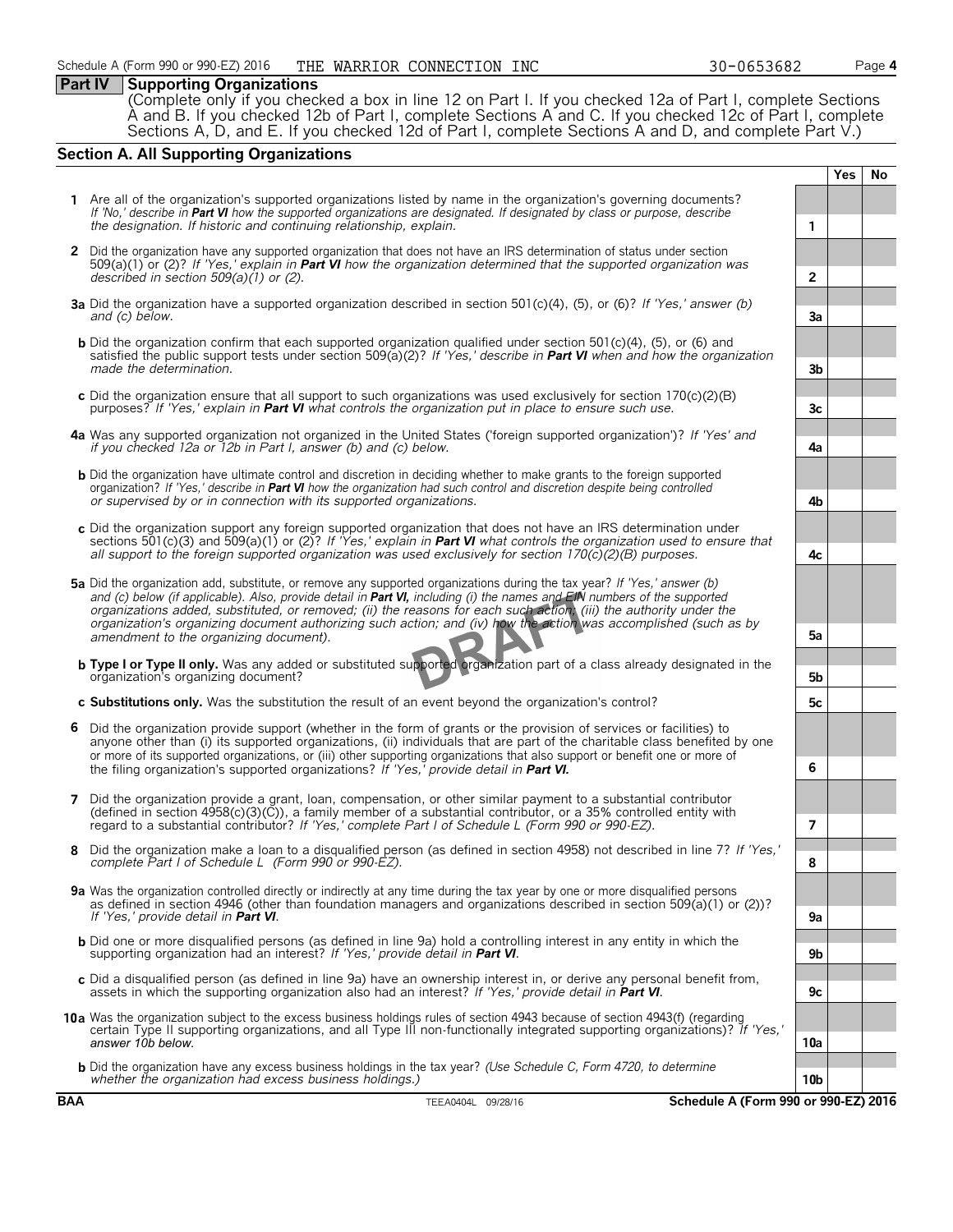## Part IV Supporting Organizations

(Complete only if you checked a box in line 12 on Part I. If you checked 12a of Part I, complete Sections A and B. If you checked 12b of Part I, complete Sections A and C. If you checked 12c of Part I, complete Sections A, D, and E. If you checked 12d of Part I, complete Sections A and D, and complete Part V.)

### Section A. All Supporting Organizations

| | | | Yes | No |
|---|---|---|---|---|
| **1** | Are all of the organization's supported organizations listed by name in the organization's governing documents? *If 'No,' describe in **Part VI** how the supported organizations are designated. If designated by class or purpose, describe the designation. If historic and continuing relationship, explain.* | 1 | | |
| **2** | Did the organization have any supported organization that does not have an IRS determination of status under section 509(a)(1) or (2)? *If 'Yes,' explain in **Part VI** how the organization determined that the supported organization was described in section 509(a)(1) or (2).* | 2 | | |
| **3a** | Did the organization have a supported organization described in section 501(c)(4), (5), or (6)? *If 'Yes,' answer (b) and (c) below.* | 3a | | |
| **b** | Did the organization confirm that each supported organization qualified under section 501(c)(4), (5), or (6) and satisfied the public support tests under section 509(a)(2)? *If 'Yes,' describe in **Part VI** when and how the organization made the determination.* | 3b | | |
| **c** | Did the organization ensure that all support to such organizations was used exclusively for section 170(c)(2)(B) purposes? *If 'Yes,' explain in **Part VI** what controls the organization put in place to ensure such use.* | 3c | | |
| **4a** | Was any supported organization not organized in the United States ('foreign supported organization')? *If 'Yes' and if you checked 12a or 12b in Part I, answer (b) and (c) below.* | 4a | | |
| **b** | Did the organization have ultimate control and discretion in deciding whether to make grants to the foreign supported organization? *If 'Yes,' describe in **Part VI** how the organization had such control and discretion despite being controlled or supervised by or in connection with its supported organizations.* | 4b | | |
| **c** | Did the organization support any foreign supported organization that does not have an IRS determination under sections 501(c)(3) and 509(a)(1) or (2)? *If 'Yes,' explain in **Part VI** what controls the organization used to ensure that all support to the foreign supported organization was used exclusively for section 170(c)(2)(B) purposes.* | 4c | | |
| **5a** | Did the organization add, substitute, or remove any supported organizations during the tax year? *If 'Yes,' answer (b) and (c) below (if applicable). Also, provide detail in **Part VI,** including (i) the names and EIN numbers of the supported organizations added, substituted, or removed; (ii) the reasons for each such action; (iii) the authority under the organization's organizing document authorizing such action; and (iv) how the action was accomplished (such as by amendment to the organizing document).* | 5a | | |
| **b** | **Type I or Type II only.** Was any added or substituted supported organization part of a class already designated in the organization's organizing document? | 5b | | |
| **c** | **Substitutions only.** Was the substitution the result of an event beyond the organization's control? | 5c | | |
| **6** | Did the organization provide support (whether in the form of grants or the provision of services or facilities) to anyone other than (i) its supported organizations, (ii) individuals that are part of the charitable class benefited by one or more of its supported organizations, or (iii) other supporting organizations that also support or benefit one or more of the filing organization's supported organizations? *If 'Yes,' provide detail in **Part VI.*** | 6 | | |
| **7** | Did the organization provide a grant, loan, compensation, or other similar payment to a substantial contributor (defined in section 4958(c)(3)(C)), a family member of a substantial contributor, or a 35% controlled entity with regard to a substantial contributor? *If 'Yes,' complete Part I of Schedule L (Form 990 or 990-EZ).* | 7 | | |
| **8** | Did the organization make a loan to a disqualified person (as defined in section 4958) not described in line 7? *If 'Yes,' complete Part I of Schedule L (Form 990 or 990-EZ).* | 8 | | |
| **9a** | Was the organization controlled directly or indirectly at any time during the tax year by one or more disqualified persons as defined in section 4946 (other than foundation managers and organizations described in section 509(a)(1) or (2))? *If 'Yes,' provide detail in **Part VI**.* | 9a | | |
| **b** | Did one or more disqualified persons (as defined in line 9a) hold a controlling interest in any entity in which the supporting organization had an interest? *If 'Yes,' provide detail in **Part VI**.* | 9b | | |
| **c** | Did a disqualified person (as defined in line 9a) have an ownership interest in, or derive any personal benefit from, assets in which the supporting organization also had an interest? *If 'Yes,' provide detail in **Part VI**.* | 9c | | |
| **10a** | Was the organization subject to the excess business holdings rules of section 4943 because of section 4943(f) (regarding certain Type II supporting organizations, and all Type III non-functionally integrated supporting organizations)? *If 'Yes,' answer 10b below.* | 10a | | |
| **b** | Did the organization have any excess business holdings in the tax year? *(Use Schedule C, Form 4720, to determine whether the organization had excess business holdings.)* | 10b | | |

DRAFT

BAA TEEA0404L 09/28/16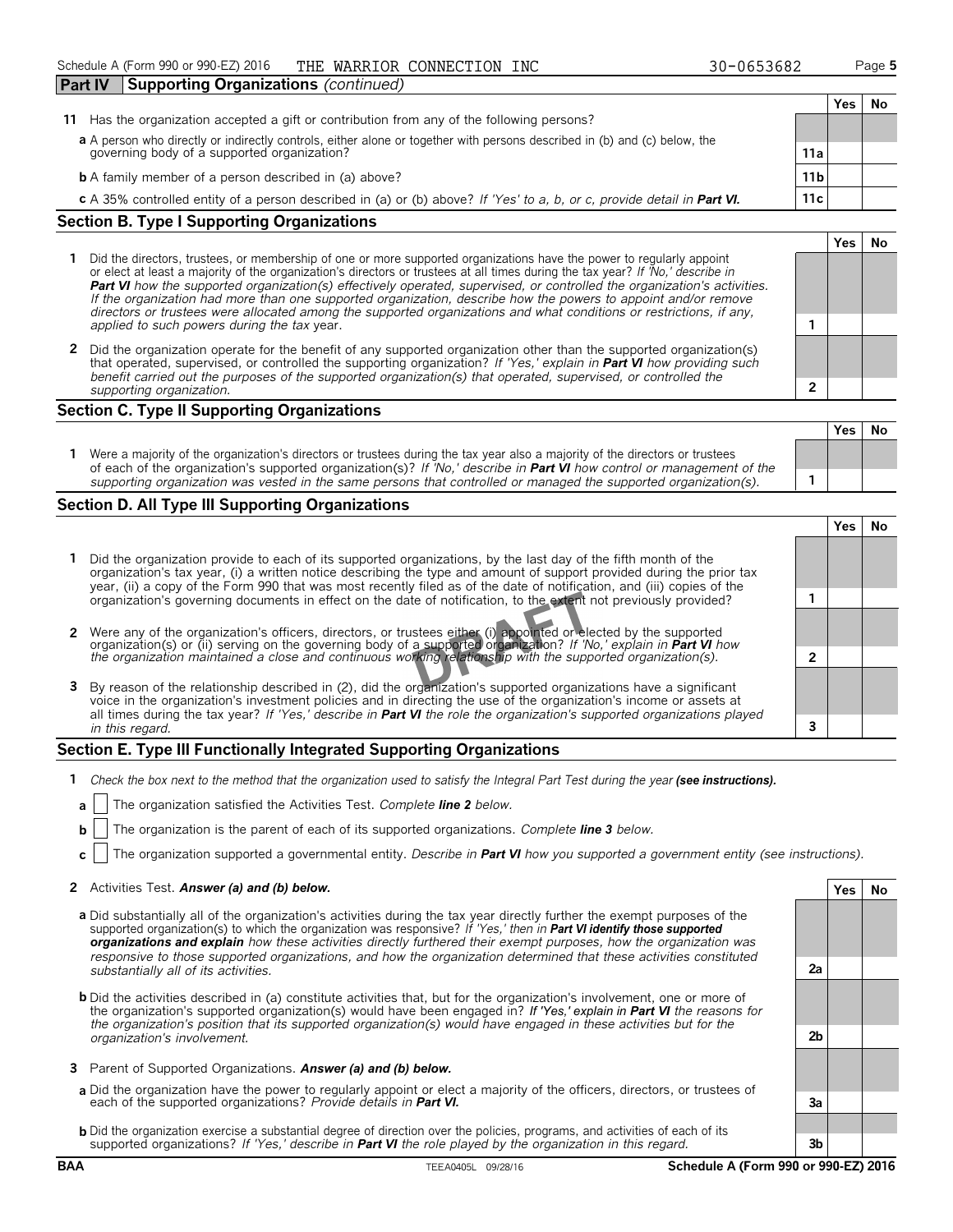## Part IV Supporting Organizations *(continued)*

| | | | Yes | No |
|---|---|---|---|---|
| **11** | Has the organization accepted a gift or contribution from any of the following persons? | | | |
| | **a** A person who directly or indirectly controls, either alone or together with persons described in (b) and (c) below, the governing body of a supported organization? | 11a | | |
| | **b** A family member of a person described in (a) above? | 11b | | |
| | **c** A 35% controlled entity of a person described in (a) or (b) above? *If 'Yes' to a, b, or c, provide detail in* ***Part VI.*** | 11c | | |

### Section B. Type I Supporting Organizations

| | | | Yes | No |
|---|---|---|---|---|
| **1** | Did the directors, trustees, or membership of one or more supported organizations have the power to regularly appoint or elect at least a majority of the organization's directors or trustees at all times during the tax year? *If 'No,' describe in* ***Part VI*** *how the supported organization(s) effectively operated, supervised, or controlled the organization's activities. If the organization had more than one supported organization, describe how the powers to appoint and/or remove directors or trustees were allocated among the supported organizations and what conditions or restrictions, if any, applied to such powers during the tax* year. | 1 | | |
| **2** | Did the organization operate for the benefit of any supported organization other than the supported organization(s) that operated, supervised, or controlled the supporting organization? *If 'Yes,' explain in* ***Part VI*** *how providing such benefit carried out the purposes of the supported organization(s) that operated, supervised, or controlled the supporting organization.* | 2 | | |

### Section C. Type II Supporting Organizations

| | | | Yes | No |
|---|---|---|---|---|
| **1** | Were a majority of the organization's directors or trustees during the tax year also a majority of the directors or trustees of each of the organization's supported organization(s)? *If 'No,' describe in* ***Part VI*** *how control or management of the supporting organization was vested in the same persons that controlled or managed the supported organization(s).* | 1 | | |

### Section D. All Type III Supporting Organizations

| | | | Yes | No |
|---|---|---|---|---|
| **1** | Did the organization provide to each of its supported organizations, by the last day of the fifth month of the organization's tax year, (i) a written notice describing the type and amount of support provided during the prior tax year, (ii) a copy of the Form 990 that was most recently filed as of the date of notification, and (iii) copies of the organization's governing documents in effect on the date of notification, to the extent not previously provided? | 1 | | |
| **2** | Were any of the organization's officers, directors, or trustees either (i) appointed or elected by the supported organization(s) or (ii) serving on the governing body of a supported organization? *If 'No,' explain in* ***Part VI*** *how the organization maintained a close and continuous working relationship with the supported organization(s).* | 2 | | |
| **3** | By reason of the relationship described in (2), did the organization's supported organizations have a significant voice in the organization's investment policies and in directing the use of the organization's income or assets at all times during the tax year? *If 'Yes,' describe in* ***Part VI*** *the role the organization's supported organizations played in this regard.* | 3 | | |

DRAFT

### Section E. Type III Functionally Integrated Supporting Organizations

**1** *Check the box next to the method that the organization used to satisfy the Integral Part Test during the year* ***(see instructions).***

- **a** ☐ The organization satisfied the Activities Test. *Complete* ***line 2*** *below.*
- **b** ☐ The organization is the parent of each of its supported organizations. *Complete* ***line 3*** *below.*
- **c** ☐ The organization supported a governmental entity. *Describe in* ***Part VI*** *how you supported a government entity (see instructions).*

| | | | Yes | No |
|---|---|---|---|---|
| **2** | Activities Test. ***Answer (a) and (b) below.*** | | | |
| | **a** Did substantially all of the organization's activities during the tax year directly further the exempt purposes of the supported organization(s) to which the organization was responsive? *If 'Yes,' then in* ***Part VI identify those supported organizations and explain*** *how these activities directly furthered their exempt purposes, how the organization was responsive to those supported organizations, and how the organization determined that these activities constituted substantially all of its activities.* | 2a | | |
| | **b** Did the activities described in (a) constitute activities that, but for the organization's involvement, one or more of the organization's supported organization(s) would have been engaged in? ***If 'Yes,' explain in Part VI*** *the reasons for the organization's position that its supported organization(s) would have engaged in these activities but for the organization's involvement.* | 2b | | |
| **3** | Parent of Supported Organizations. ***Answer (a) and (b) below.*** | | | |
| | **a** Did the organization have the power to regularly appoint or elect a majority of the officers, directors, or trustees of each of the supported organizations? *Provide details in* ***Part VI.*** | 3a | | |
| | **b** Did the organization exercise a substantial degree of direction over the policies, programs, and activities of each of its supported organizations? *If 'Yes,' describe in* ***Part VI*** *the role played by the organization in this regard.* | 3b | | |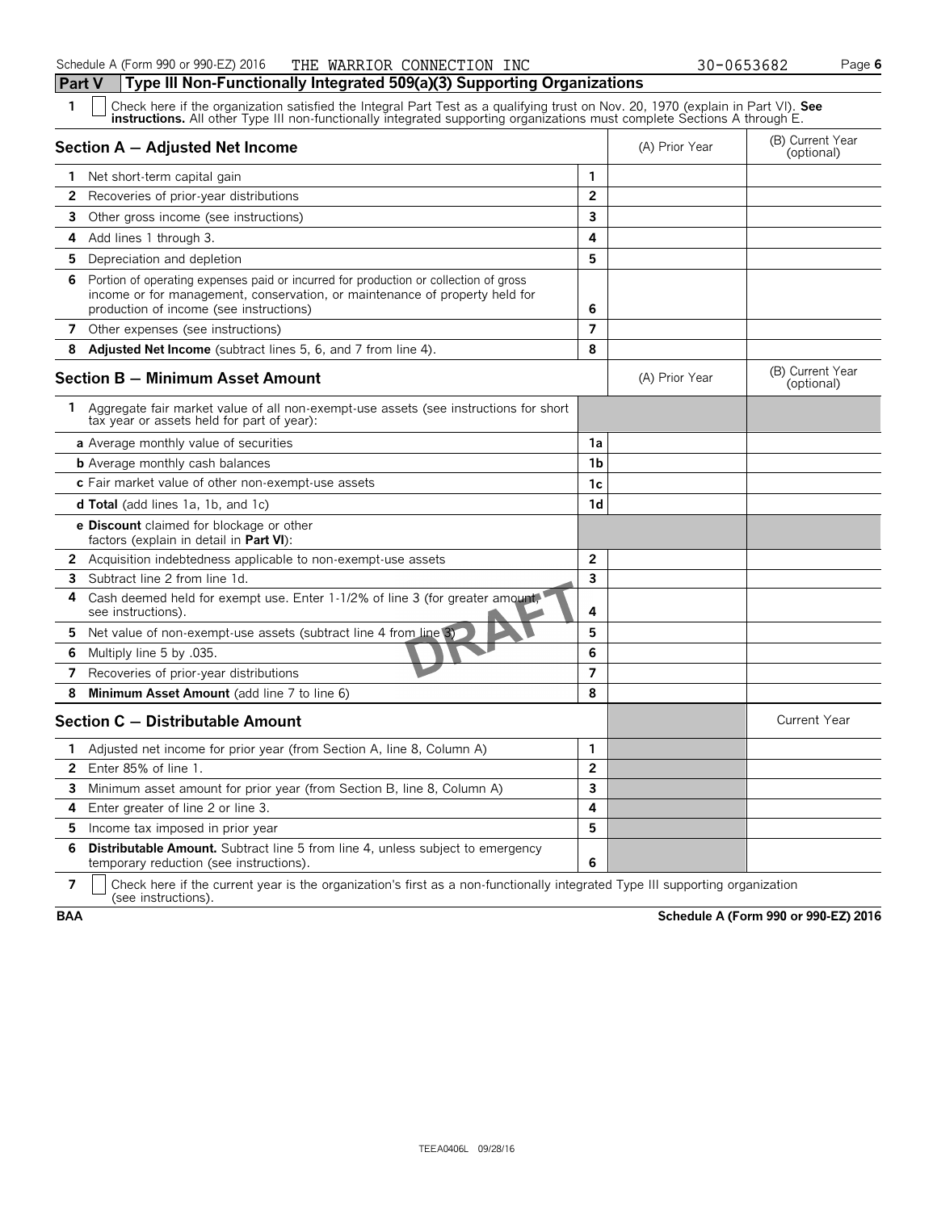Schedule A (Form 990 or 990-EZ) 2016 THE WARRIOR CONNECTION INC 30-0653682

## Part V Type III Non-Functionally Integrated 509(a)(3) Supporting Organizations

1 ☐ Check here if the organization satisfied the Integral Part Test as a qualifying trust on Nov. 20, 1970 (explain in Part VI). **See instructions.** All other Type III non-functionally integrated supporting organizations must complete Sections A through E.

| Section A — Adjusted Net Income | | (A) Prior Year | (B) Current Year (optional) |
|---|---|---|---|
| 1 Net short-term capital gain | 1 | | |
| 2 Recoveries of prior-year distributions | 2 | | |
| 3 Other gross income (see instructions) | 3 | | |
| 4 Add lines 1 through 3. | 4 | | |
| 5 Depreciation and depletion | 5 | | |
| 6 Portion of operating expenses paid or incurred for production or collection of gross income or for management, conservation, or maintenance of property held for production of income (see instructions) | 6 | | |
| 7 Other expenses (see instructions) | 7 | | |
| 8 **Adjusted Net Income** (subtract lines 5, 6, and 7 from line 4). | 8 | | |

| Section B — Minimum Asset Amount | | (A) Prior Year | (B) Current Year (optional) |
|---|---|---|---|
| 1 Aggregate fair market value of all non-exempt-use assets (see instructions for short tax year or assets held for part of year): | | | |
| **a** Average monthly value of securities | 1a | | |
| **b** Average monthly cash balances | 1b | | |
| **c** Fair market value of other non-exempt-use assets | 1c | | |
| **d Total** (add lines 1a, 1b, and 1c) | 1d | | |
| **e Discount** claimed for blockage or other factors (explain in detail in **Part VI**): | | | |
| 2 Acquisition indebtedness applicable to non-exempt-use assets | 2 | | |
| 3 Subtract line 2 from line 1d. | 3 | | |
| 4 Cash deemed held for exempt use. Enter 1-1/2% of line 3 (for greater amount, see instructions). | 4 | | |
| 5 Net value of non-exempt-use assets (subtract line 4 from line 3) | 5 | | |
| 6 Multiply line 5 by .035. | 6 | | |
| 7 Recoveries of prior-year distributions | 7 | | |
| 8 **Minimum Asset Amount** (add line 7 to line 6) | 8 | | |

| Section C — Distributable Amount | | | Current Year |
|---|---|---|---|
| 1 Adjusted net income for prior year (from Section A, line 8, Column A) | 1 | | |
| 2 Enter 85% of line 1. | 2 | | |
| 3 Minimum asset amount for prior year (from Section B, line 8, Column A) | 3 | | |
| 4 Enter greater of line 2 or line 3. | 4 | | |
| 5 Income tax imposed in prior year | 5 | | |
| 6 **Distributable Amount.** Subtract line 5 from line 4, unless subject to emergency temporary reduction (see instructions). | 6 | | |

7 ☐ Check here if the current year is the organization's first as a non-functionally integrated Type III supporting organization (see instructions).

BAA Schedule A (Form 990 or 990-EZ) 2016

TEEA0406L 09/28/16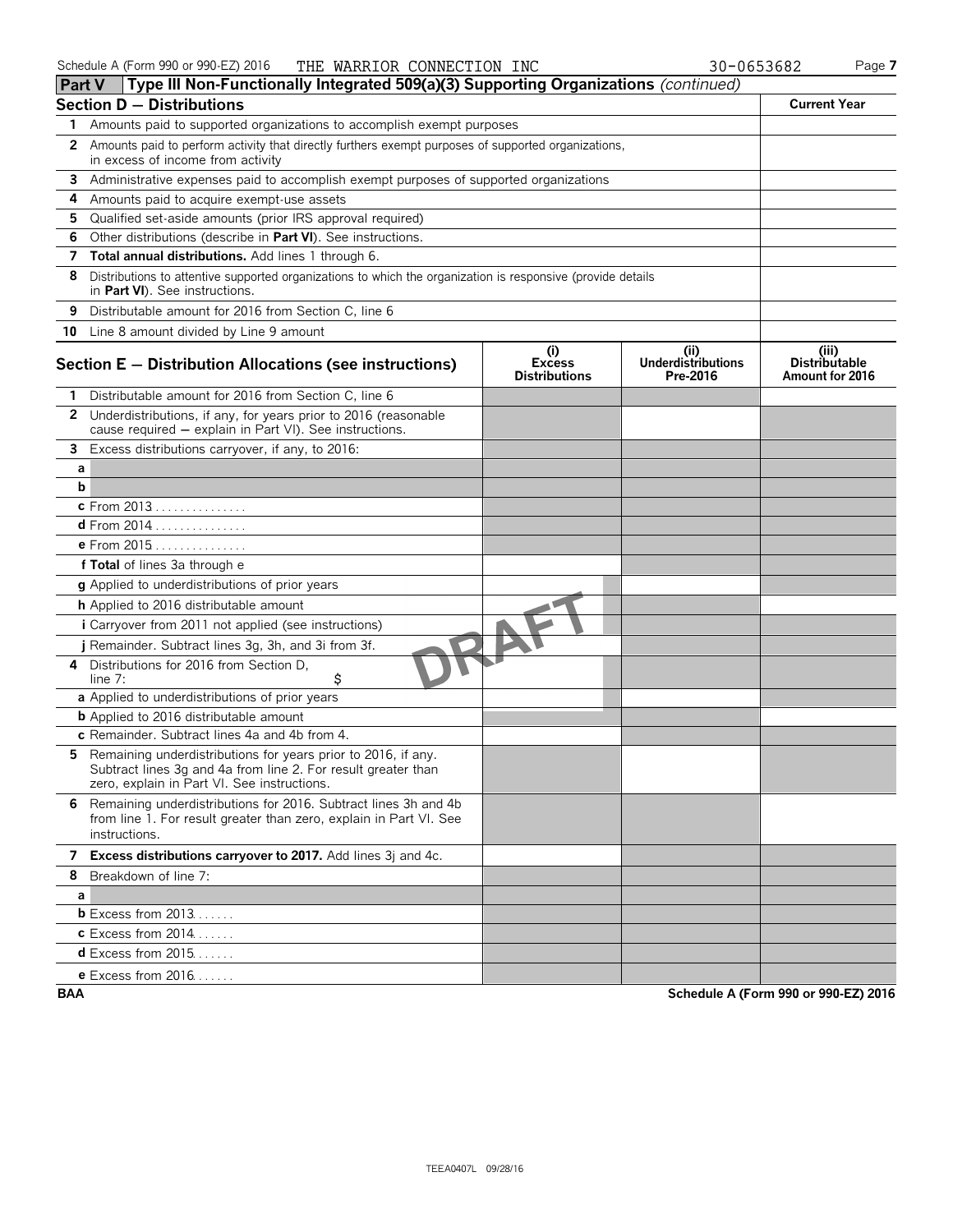Schedule A (Form 990 or 990-EZ) 2016 THE WARRIOR CONNECTION INC 30-0653682 Page 7

## Part V Type III Non-Functionally Integrated 509(a)(3) Supporting Organizations *(continued)*

| Section D — Distributions | Current Year |
|---|---|
| 1 Amounts paid to supported organizations to accomplish exempt purposes | |
| 2 Amounts paid to perform activity that directly furthers exempt purposes of supported organizations, in excess of income from activity | |
| 3 Administrative expenses paid to accomplish exempt purposes of supported organizations | |
| 4 Amounts paid to acquire exempt-use assets | |
| 5 Qualified set-aside amounts (prior IRS approval required) | |
| 6 Other distributions (describe in **Part VI**). See instructions. | |
| 7 **Total annual distributions.** Add lines 1 through 6. | |
| 8 Distributions to attentive supported organizations to which the organization is responsive (provide details in **Part VI**). See instructions. | |
| 9 Distributable amount for 2016 from Section C, line 6 | |
| 10 Line 8 amount divided by Line 9 amount | |

| Section E — Distribution Allocations (see instructions) | (i) Excess Distributions | (ii) Underdistributions Pre-2016 | (iii) Distributable Amount for 2016 |
|---|---|---|---|
| 1 Distributable amount for 2016 from Section C, line 6 | | | |
| 2 Underdistributions, if any, for years prior to 2016 (reasonable cause required — explain in Part VI). See instructions. | | | |
| 3 Excess distributions carryover, if any, to 2016: | | | |
| a | | | |
| b | | | |
| c From 2013 | | | |
| d From 2014 | | | |
| e From 2015 | | | |
| f **Total** of lines 3a through e | | | |
| g Applied to underdistributions of prior years | | | |
| h Applied to 2016 distributable amount | | | |
| i Carryover from 2011 not applied (see instructions) | | | |
| j Remainder. Subtract lines 3g, 3h, and 3i from 3f. | | | |
| 4 Distributions for 2016 from Section D, line 7: $ | | | |
| a Applied to underdistributions of prior years | | | |
| b Applied to 2016 distributable amount | | | |
| c Remainder. Subtract lines 4a and 4b from 4. | | | |
| 5 Remaining underdistributions for years prior to 2016, if any. Subtract lines 3g and 4a from line 2. For result greater than zero, explain in Part VI. See instructions. | | | |
| 6 Remaining underdistributions for 2016. Subtract lines 3h and 4b from line 1. For result greater than zero, explain in Part VI. See instructions. | | | |
| 7 **Excess distributions carryover to 2017.** Add lines 3j and 4c. | | | |
| 8 Breakdown of line 7: | | | |
| a | | | |
| b Excess from 2013 | | | |
| c Excess from 2014 | | | |
| d Excess from 2015 | | | |
| e Excess from 2016 | | | |

DRAFT

BAA Schedule A (Form 990 or 990-EZ) 2016

TEEA0407L 09/28/16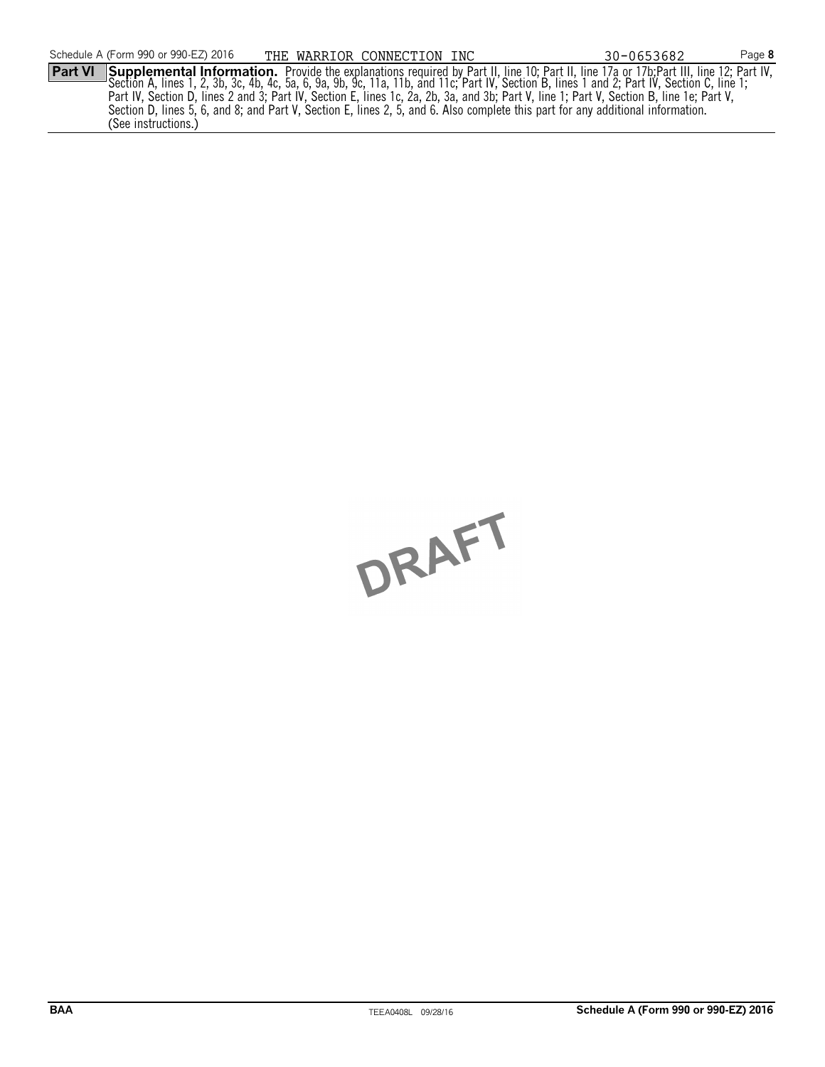**Part VI** **Supplemental Information.** Provide the explanations required by Part II, line 10; Part II, line 17a or 17b;Part III, line 12; Part IV, Section A, lines 1, 2, 3b, 3c, 4b, 4c, 5a, 6, 9a, 9b, 9c, 11a, 11b, and 11c; Part IV, Section B, lines 1 and 2; Part IV, Section C, line 1; Part IV, Section D, lines 2 and 3; Part IV, Section E, lines 1c, 2a, 2b, 3a, and 3b; Part V, line 1; Part V, Section B, line 1e; Part V, Section D, lines 5, 6, and 8; and Part V, Section E, lines 2, 5, and 6. Also complete this part for any additional information. (See instructions.)

DRAFT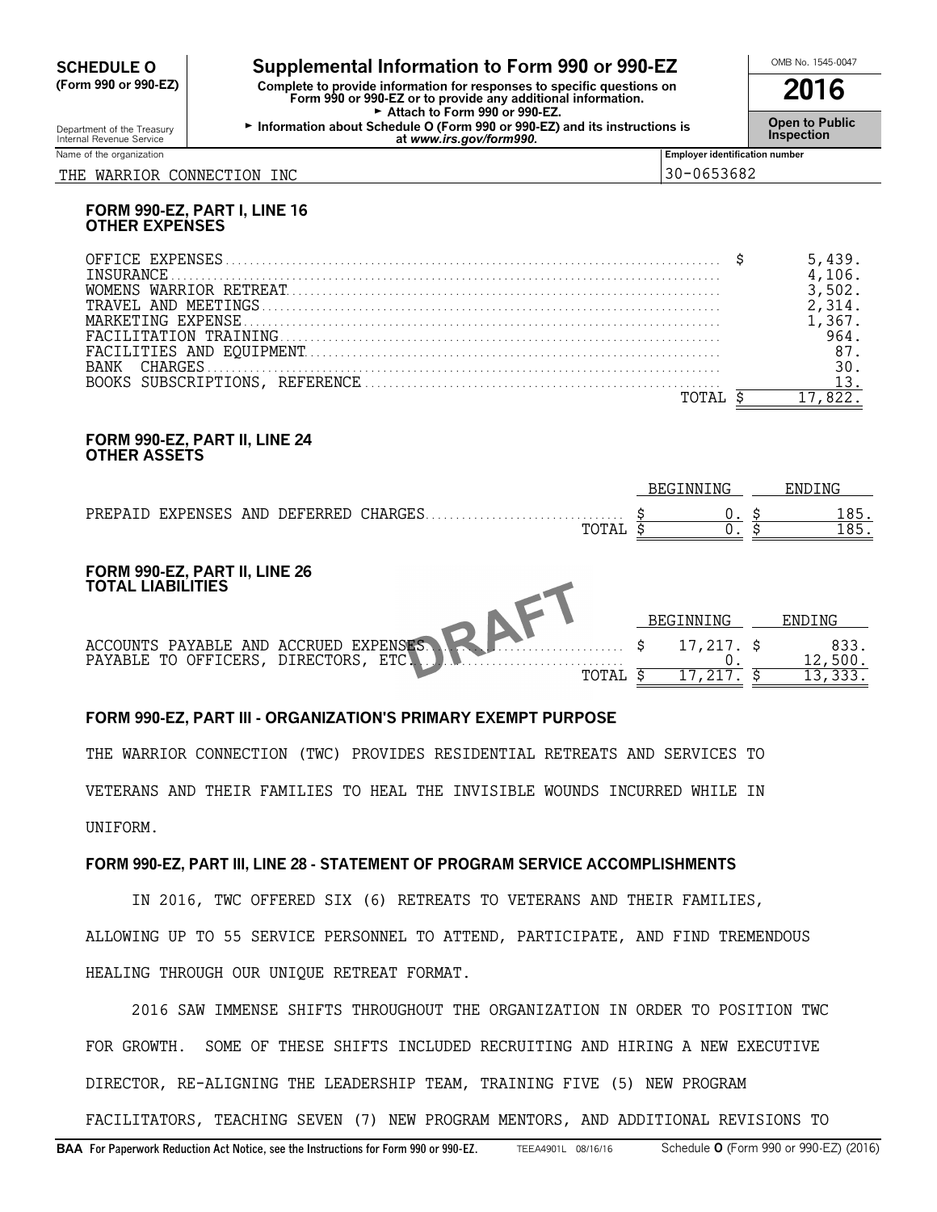**SCHEDULE O (Form 990 or 990-EZ)**

# Supplemental Information to Form 990 or 990-EZ

**Complete to provide information for responses to specific questions on Form 990 or 990-EZ or to provide any additional information.**
► Attach to Form 990 or 990-EZ.
► Information about Schedule O (Form 990 or 990-EZ) and its instructions is at *www.irs.gov/form990.*

Department of the Treasury
Internal Revenue Service

OMB No. 1545-0047

**2016**

**Open to Public Inspection**

| Name of the organization | Employer identification number |
|---|---|
| THE WARRIOR CONNECTION INC | 30-0653682 |

### FORM 990-EZ, PART I, LINE 16
### OTHER EXPENSES

| | |
|---|---|
| OFFICE EXPENSES | $ 5,439. |
| INSURANCE | 4,106. |
| WOMENS WARRIOR RETREAT | 3,502. |
| TRAVEL AND MEETINGS | 2,314. |
| MARKETING EXPENSE | 1,367. |
| FACILITATION TRAINING | 964. |
| FACILITIES AND EQUIPMENT | 87. |
| BANK CHARGES | 30. |
| BOOKS SUBSCRIPTIONS, REFERENCE | 13. |
| TOTAL | $ 17,822. |

### FORM 990-EZ, PART II, LINE 24
### OTHER ASSETS

| | BEGINNING | ENDING |
|---|---|---|
| PREPAID EXPENSES AND DEFERRED CHARGES | $ 0. | $ 185. |
| TOTAL | $ 0. | $ 185. |

### FORM 990-EZ, PART II, LINE 26
### TOTAL LIABILITIES

DRAFT

| | BEGINNING | ENDING |
|---|---|---|
| ACCOUNTS PAYABLE AND ACCRUED EXPENSES | $ 17,217. | $ 833. |
| PAYABLE TO OFFICERS, DIRECTORS, ETC. | 0. | 12,500. |
| TOTAL | $ 17,217. | $ 13,333. |

### FORM 990-EZ, PART III - ORGANIZATION'S PRIMARY EXEMPT PURPOSE

THE WARRIOR CONNECTION (TWC) PROVIDES RESIDENTIAL RETREATS AND SERVICES TO VETERANS AND THEIR FAMILIES TO HEAL THE INVISIBLE WOUNDS INCURRED WHILE IN UNIFORM.

### FORM 990-EZ, PART III, LINE 28 - STATEMENT OF PROGRAM SERVICE ACCOMPLISHMENTS

IN 2016, TWC OFFERED SIX (6) RETREATS TO VETERANS AND THEIR FAMILIES, ALLOWING UP TO 55 SERVICE PERSONNEL TO ATTEND, PARTICIPATE, AND FIND TREMENDOUS HEALING THROUGH OUR UNIQUE RETREAT FORMAT.

2016 SAW IMMENSE SHIFTS THROUGHOUT THE ORGANIZATION IN ORDER TO POSITION TWC FOR GROWTH. SOME OF THESE SHIFTS INCLUDED RECRUITING AND HIRING A NEW EXECUTIVE DIRECTOR, RE-ALIGNING THE LEADERSHIP TEAM, TRAINING FIVE (5) NEW PROGRAM FACILITATORS, TEACHING SEVEN (7) NEW PROGRAM MENTORS, AND ADDITIONAL REVISIONS TO

**BAA** For Paperwork Reduction Act Notice, see the Instructions for Form 990 or 990-EZ. TEEA4901L 08/16/16 Schedule **O** (Form 990 or 990-EZ) (2016)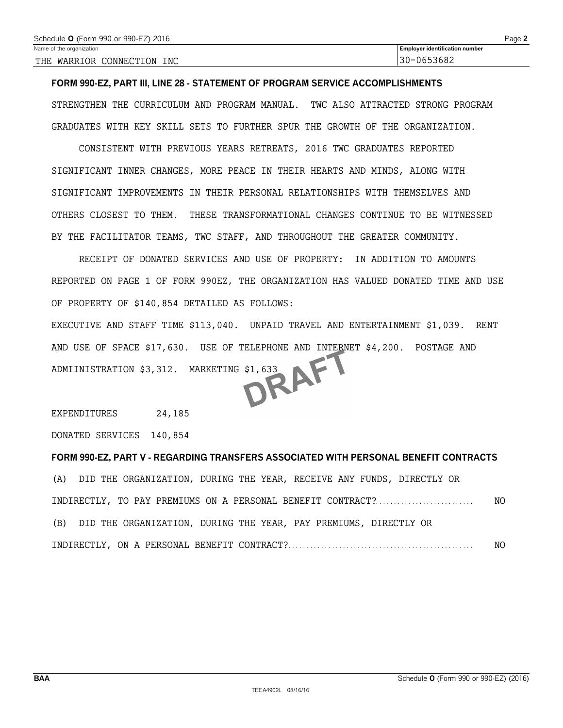Name of the organization: THE WARRIOR CONNECTION INC

Employer identification number: 30-0653682

## FORM 990-EZ, PART III, LINE 28 - STATEMENT OF PROGRAM SERVICE ACCOMPLISHMENTS

STRENGTHEN THE CURRICULUM AND PROGRAM MANUAL. TWC ALSO ATTRACTED STRONG PROGRAM GRADUATES WITH KEY SKILL SETS TO FURTHER SPUR THE GROWTH OF THE ORGANIZATION.

CONSISTENT WITH PREVIOUS YEARS RETREATS, 2016 TWC GRADUATES REPORTED SIGNIFICANT INNER CHANGES, MORE PEACE IN THEIR HEARTS AND MINDS, ALONG WITH SIGNIFICANT IMPROVEMENTS IN THEIR PERSONAL RELATIONSHIPS WITH THEMSELVES AND OTHERS CLOSEST TO THEM. THESE TRANSFORMATIONAL CHANGES CONTINUE TO BE WITNESSED BY THE FACILITATOR TEAMS, TWC STAFF, AND THROUGHOUT THE GREATER COMMUNITY.

RECEIPT OF DONATED SERVICES AND USE OF PROPERTY: IN ADDITION TO AMOUNTS REPORTED ON PAGE 1 OF FORM 990EZ, THE ORGANIZATION HAS VALUED DONATED TIME AND USE OF PROPERTY OF $140,854 DETAILED AS FOLLOWS:
EXECUTIVE AND STAFF TIME $113,040. UNPAID TRAVEL AND ENTERTAINMENT $1,039. RENT AND USE OF SPACE $17,630. USE OF TELEPHONE AND INTERNET $4,200. POSTAGE AND ADMIINISTRATION $3,312. MARKETING $1,633

DRAFT

EXPENDITURES 24,185

DONATED SERVICES 140,854

## FORM 990-EZ, PART V - REGARDING TRANSFERS ASSOCIATED WITH PERSONAL BENEFIT CONTRACTS

(A) DID THE ORGANIZATION, DURING THE YEAR, RECEIVE ANY FUNDS, DIRECTLY OR INDIRECTLY, TO PAY PREMIUMS ON A PERSONAL BENEFIT CONTRACT? NO

(B) DID THE ORGANIZATION, DURING THE YEAR, PAY PREMIUMS, DIRECTLY OR INDIRECTLY, ON A PERSONAL BENEFIT CONTRACT? NO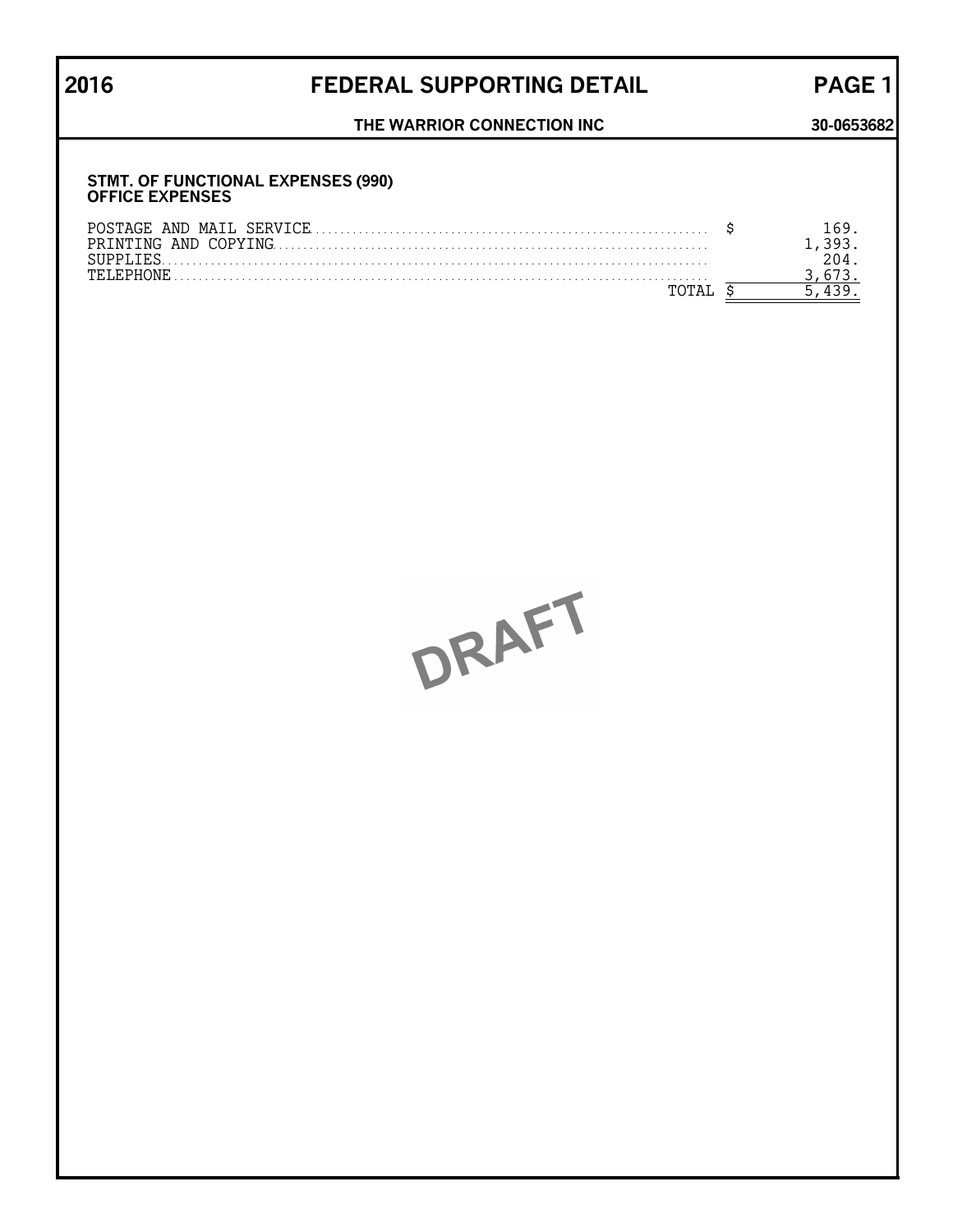# 2016 FEDERAL SUPPORTING DETAIL

**THE WARRIOR CONNECTION INC** — **30-0653682**

### STMT. OF FUNCTIONAL EXPENSES (990)
### OFFICE EXPENSES

| | | |
|---|---|---|
| POSTAGE AND MAIL SERVICE | $ | 169. |
| PRINTING AND COPYING | | 1,393. |
| SUPPLIES | | 204. |
| TELEPHONE | | 3,673. |
| TOTAL | $ | 5,439. |

DRAFT